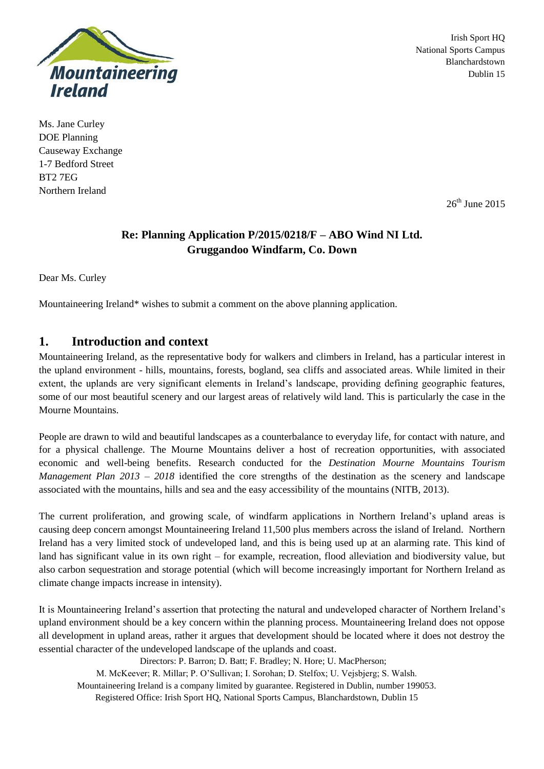Mountaineering Ireland

Irish Sport HQ
National Sports Campus
Blanchardstown
Dublin 15

Ms. Jane Curley
DOE Planning
Causeway Exchange
1-7 Bedford Street
BT2 7EG
Northern Ireland

26th June 2015

**Re: Planning Application P/2015/0218/F – ABO Wind NI Ltd.**
**Gruggandoo Windfarm, Co. Down**

Dear Ms. Curley

Mountaineering Ireland* wishes to submit a comment on the above planning application.

## 1. Introduction and context

Mountaineering Ireland, as the representative body for walkers and climbers in Ireland, has a particular interest in the upland environment - hills, mountains, forests, bogland, sea cliffs and associated areas. While limited in their extent, the uplands are very significant elements in Ireland's landscape, providing defining geographic features, some of our most beautiful scenery and our largest areas of relatively wild land. This is particularly the case in the Mourne Mountains.

People are drawn to wild and beautiful landscapes as a counterbalance to everyday life, for contact with nature, and for a physical challenge. The Mourne Mountains deliver a host of recreation opportunities, with associated economic and well-being benefits. Research conducted for the *Destination Mourne Mountains Tourism Management Plan 2013 – 2018* identified the core strengths of the destination as the scenery and landscape associated with the mountains, hills and sea and the easy accessibility of the mountains (NITB, 2013).

The current proliferation, and growing scale, of windfarm applications in Northern Ireland's upland areas is causing deep concern amongst Mountaineering Ireland 11,500 plus members across the island of Ireland. Northern Ireland has a very limited stock of undeveloped land, and this is being used up at an alarming rate. This kind of land has significant value in its own right – for example, recreation, flood alleviation and biodiversity value, but also carbon sequestration and storage potential (which will become increasingly important for Northern Ireland as climate change impacts increase in intensity).

It is Mountaineering Ireland's assertion that protecting the natural and undeveloped character of Northern Ireland's upland environment should be a key concern within the planning process. Mountaineering Ireland does not oppose all development in upland areas, rather it argues that development should be located where it does not destroy the essential character of the undeveloped landscape of the uplands and coast.

Directors: P. Barron; D. Batt; F. Bradley; N. Hore; U. MacPherson;
M. McKeever; R. Millar; P. O'Sullivan; I. Sorohan; D. Stelfox; U. Vejsbjerg; S. Walsh.
Mountaineering Ireland is a company limited by guarantee. Registered in Dublin, number 199053.
Registered Office: Irish Sport HQ, National Sports Campus, Blanchardstown, Dublin 15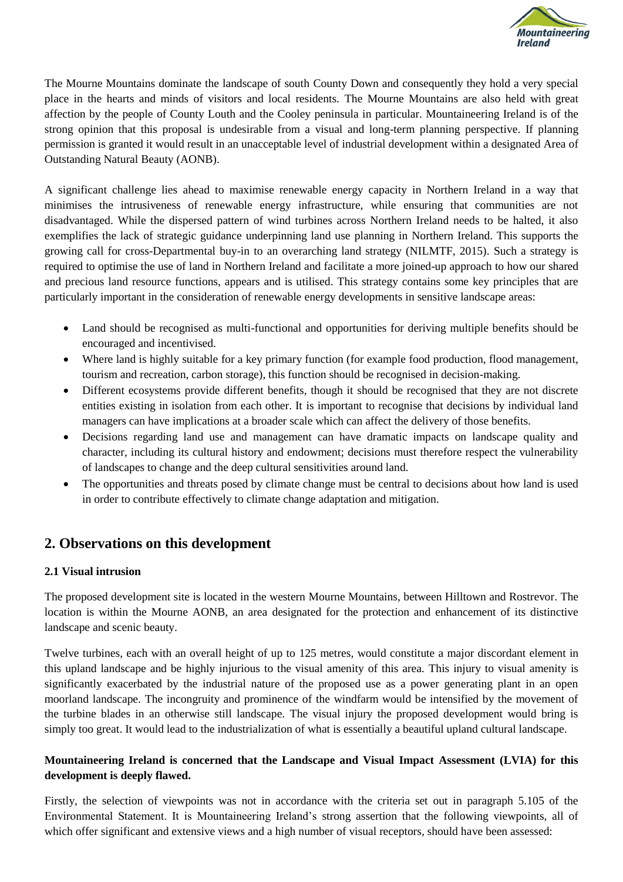The Mourne Mountains dominate the landscape of south County Down and consequently they hold a very special place in the hearts and minds of visitors and local residents. The Mourne Mountains are also held with great affection by the people of County Louth and the Cooley peninsula in particular. Mountaineering Ireland is of the strong opinion that this proposal is undesirable from a visual and long-term planning perspective. If planning permission is granted it would result in an unacceptable level of industrial development within a designated Area of Outstanding Natural Beauty (AONB).

A significant challenge lies ahead to maximise renewable energy capacity in Northern Ireland in a way that minimises the intrusiveness of renewable energy infrastructure, while ensuring that communities are not disadvantaged. While the dispersed pattern of wind turbines across Northern Ireland needs to be halted, it also exemplifies the lack of strategic guidance underpinning land use planning in Northern Ireland. This supports the growing call for cross-Departmental buy-in to an overarching land strategy (NILMTF, 2015). Such a strategy is required to optimise the use of land in Northern Ireland and facilitate a more joined-up approach to how our shared and precious land resource functions, appears and is utilised. This strategy contains some key principles that are particularly important in the consideration of renewable energy developments in sensitive landscape areas:

- Land should be recognised as multi-functional and opportunities for deriving multiple benefits should be encouraged and incentivised.
- Where land is highly suitable for a key primary function (for example food production, flood management, tourism and recreation, carbon storage), this function should be recognised in decision-making.
- Different ecosystems provide different benefits, though it should be recognised that they are not discrete entities existing in isolation from each other. It is important to recognise that decisions by individual land managers can have implications at a broader scale which can affect the delivery of those benefits.
- Decisions regarding land use and management can have dramatic impacts on landscape quality and character, including its cultural history and endowment; decisions must therefore respect the vulnerability of landscapes to change and the deep cultural sensitivities around land.
- The opportunities and threats posed by climate change must be central to decisions about how land is used in order to contribute effectively to climate change adaptation and mitigation.

## 2. Observations on this development

### 2.1 Visual intrusion

The proposed development site is located in the western Mourne Mountains, between Hilltown and Rostrevor. The location is within the Mourne AONB, an area designated for the protection and enhancement of its distinctive landscape and scenic beauty.

Twelve turbines, each with an overall height of up to 125 metres, would constitute a major discordant element in this upland landscape and be highly injurious to the visual amenity of this area. This injury to visual amenity is significantly exacerbated by the industrial nature of the proposed use as a power generating plant in an open moorland landscape. The incongruity and prominence of the windfarm would be intensified by the movement of the turbine blades in an otherwise still landscape. The visual injury the proposed development would bring is simply too great. It would lead to the industrialization of what is essentially a beautiful upland cultural landscape.

**Mountaineering Ireland is concerned that the Landscape and Visual Impact Assessment (LVIA) for this development is deeply flawed.**

Firstly, the selection of viewpoints was not in accordance with the criteria set out in paragraph 5.105 of the Environmental Statement. It is Mountaineering Ireland's strong assertion that the following viewpoints, all of which offer significant and extensive views and a high number of visual receptors, should have been assessed: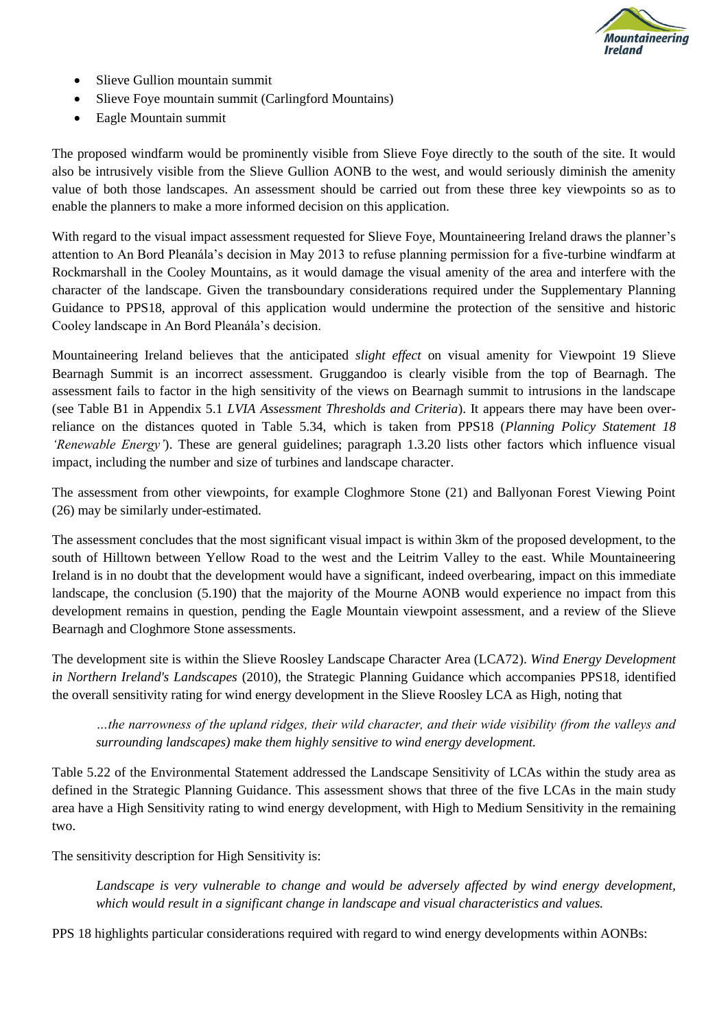- Slieve Gullion mountain summit
- Slieve Foye mountain summit (Carlingford Mountains)
- Eagle Mountain summit

The proposed windfarm would be prominently visible from Slieve Foye directly to the south of the site. It would also be intrusively visible from the Slieve Gullion AONB to the west, and would seriously diminish the amenity value of both those landscapes. An assessment should be carried out from these three key viewpoints so as to enable the planners to make a more informed decision on this application.

With regard to the visual impact assessment requested for Slieve Foye, Mountaineering Ireland draws the planner's attention to An Bord Pleanála's decision in May 2013 to refuse planning permission for a five-turbine windfarm at Rockmarshall in the Cooley Mountains, as it would damage the visual amenity of the area and interfere with the character of the landscape. Given the transboundary considerations required under the Supplementary Planning Guidance to PPS18, approval of this application would undermine the protection of the sensitive and historic Cooley landscape in An Bord Pleanála's decision.

Mountaineering Ireland believes that the anticipated *slight effect* on visual amenity for Viewpoint 19 Slieve Bearnagh Summit is an incorrect assessment. Gruggandoo is clearly visible from the top of Bearnagh. The assessment fails to factor in the high sensitivity of the views on Bearnagh summit to intrusions in the landscape (see Table B1 in Appendix 5.1 *LVIA Assessment Thresholds and Criteria*). It appears there may have been over-reliance on the distances quoted in Table 5.34, which is taken from PPS18 (*Planning Policy Statement 18 'Renewable Energy'*). These are general guidelines; paragraph 1.3.20 lists other factors which influence visual impact, including the number and size of turbines and landscape character.

The assessment from other viewpoints, for example Cloghmore Stone (21) and Ballyonan Forest Viewing Point (26) may be similarly under-estimated.

The assessment concludes that the most significant visual impact is within 3km of the proposed development, to the south of Hilltown between Yellow Road to the west and the Leitrim Valley to the east. While Mountaineering Ireland is in no doubt that the development would have a significant, indeed overbearing, impact on this immediate landscape, the conclusion (5.190) that the majority of the Mourne AONB would experience no impact from this development remains in question, pending the Eagle Mountain viewpoint assessment, and a review of the Slieve Bearnagh and Cloghmore Stone assessments.

The development site is within the Slieve Roosley Landscape Character Area (LCA72). *Wind Energy Development in Northern Ireland's Landscapes* (2010), the Strategic Planning Guidance which accompanies PPS18, identified the overall sensitivity rating for wind energy development in the Slieve Roosley LCA as High, noting that

> *…the narrowness of the upland ridges, their wild character, and their wide visibility (from the valleys and surrounding landscapes) make them highly sensitive to wind energy development.*

Table 5.22 of the Environmental Statement addressed the Landscape Sensitivity of LCAs within the study area as defined in the Strategic Planning Guidance. This assessment shows that three of the five LCAs in the main study area have a High Sensitivity rating to wind energy development, with High to Medium Sensitivity in the remaining two.

The sensitivity description for High Sensitivity is:

> *Landscape is very vulnerable to change and would be adversely affected by wind energy development, which would result in a significant change in landscape and visual characteristics and values.*

PPS 18 highlights particular considerations required with regard to wind energy developments within AONBs: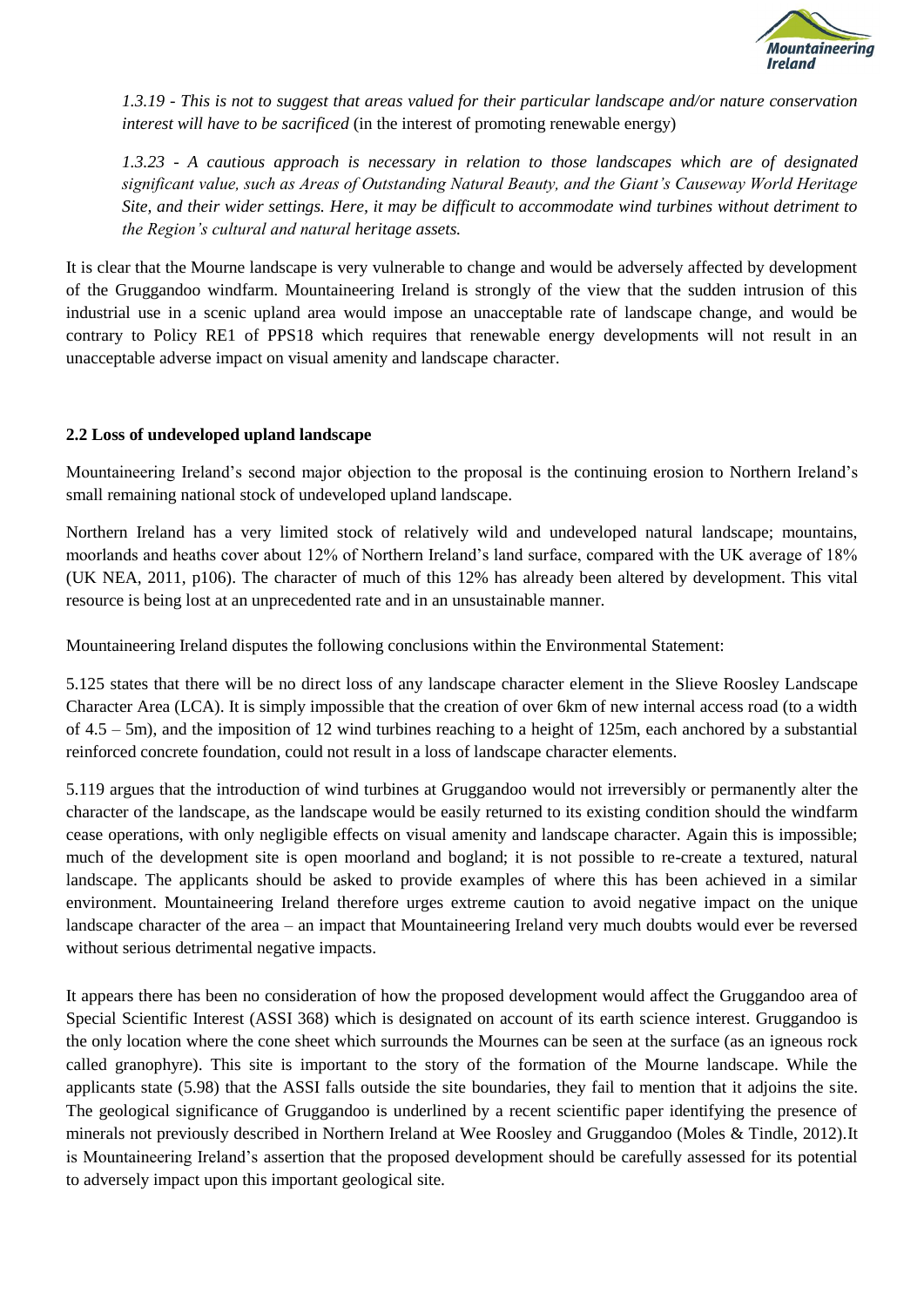*1.3.19 - This is not to suggest that areas valued for their particular landscape and/or nature conservation interest will have to be sacrificed* (in the interest of promoting renewable energy)

*1.3.23 - A cautious approach is necessary in relation to those landscapes which are of designated significant value, such as Areas of Outstanding Natural Beauty, and the Giant's Causeway World Heritage Site, and their wider settings. Here, it may be difficult to accommodate wind turbines without detriment to the Region's cultural and natural heritage assets.*

It is clear that the Mourne landscape is very vulnerable to change and would be adversely affected by development of the Gruggandoo windfarm. Mountaineering Ireland is strongly of the view that the sudden intrusion of this industrial use in a scenic upland area would impose an unacceptable rate of landscape change, and would be contrary to Policy RE1 of PPS18 which requires that renewable energy developments will not result in an unacceptable adverse impact on visual amenity and landscape character.

**2.2 Loss of undeveloped upland landscape**

Mountaineering Ireland's second major objection to the proposal is the continuing erosion to Northern Ireland's small remaining national stock of undeveloped upland landscape.

Northern Ireland has a very limited stock of relatively wild and undeveloped natural landscape; mountains, moorlands and heaths cover about 12% of Northern Ireland's land surface, compared with the UK average of 18% (UK NEA, 2011, p106). The character of much of this 12% has already been altered by development. This vital resource is being lost at an unprecedented rate and in an unsustainable manner.

Mountaineering Ireland disputes the following conclusions within the Environmental Statement:

5.125 states that there will be no direct loss of any landscape character element in the Slieve Roosley Landscape Character Area (LCA). It is simply impossible that the creation of over 6km of new internal access road (to a width of 4.5 – 5m), and the imposition of 12 wind turbines reaching to a height of 125m, each anchored by a substantial reinforced concrete foundation, could not result in a loss of landscape character elements.

5.119 argues that the introduction of wind turbines at Gruggandoo would not irreversibly or permanently alter the character of the landscape, as the landscape would be easily returned to its existing condition should the windfarm cease operations, with only negligible effects on visual amenity and landscape character. Again this is impossible; much of the development site is open moorland and bogland; it is not possible to re-create a textured, natural landscape. The applicants should be asked to provide examples of where this has been achieved in a similar environment. Mountaineering Ireland therefore urges extreme caution to avoid negative impact on the unique landscape character of the area – an impact that Mountaineering Ireland very much doubts would ever be reversed without serious detrimental negative impacts.

It appears there has been no consideration of how the proposed development would affect the Gruggandoo area of Special Scientific Interest (ASSI 368) which is designated on account of its earth science interest. Gruggandoo is the only location where the cone sheet which surrounds the Mournes can be seen at the surface (as an igneous rock called granophyre). This site is important to the story of the formation of the Mourne landscape. While the applicants state (5.98) that the ASSI falls outside the site boundaries, they fail to mention that it adjoins the site. The geological significance of Gruggandoo is underlined by a recent scientific paper identifying the presence of minerals not previously described in Northern Ireland at Wee Roosley and Gruggandoo (Moles & Tindle, 2012).It is Mountaineering Ireland's assertion that the proposed development should be carefully assessed for its potential to adversely impact upon this important geological site.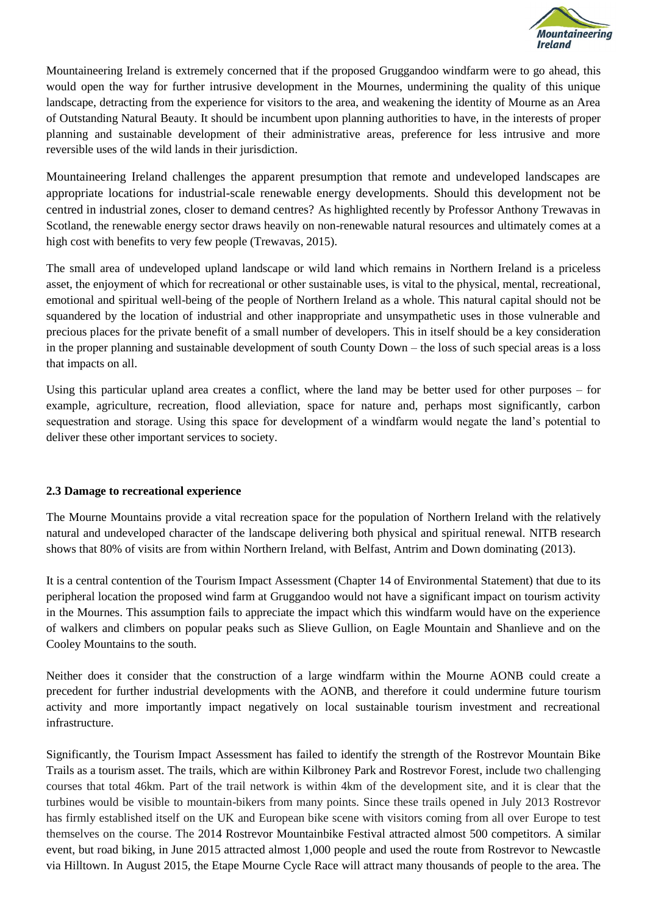Mountaineering Ireland is extremely concerned that if the proposed Gruggandoo windfarm were to go ahead, this would open the way for further intrusive development in the Mournes, undermining the quality of this unique landscape, detracting from the experience for visitors to the area, and weakening the identity of Mourne as an Area of Outstanding Natural Beauty. It should be incumbent upon planning authorities to have, in the interests of proper planning and sustainable development of their administrative areas, preference for less intrusive and more reversible uses of the wild lands in their jurisdiction.

Mountaineering Ireland challenges the apparent presumption that remote and undeveloped landscapes are appropriate locations for industrial-scale renewable energy developments. Should this development not be centred in industrial zones, closer to demand centres? As highlighted recently by Professor Anthony Trewavas in Scotland, the renewable energy sector draws heavily on non-renewable natural resources and ultimately comes at a high cost with benefits to very few people (Trewavas, 2015).

The small area of undeveloped upland landscape or wild land which remains in Northern Ireland is a priceless asset, the enjoyment of which for recreational or other sustainable uses, is vital to the physical, mental, recreational, emotional and spiritual well-being of the people of Northern Ireland as a whole. This natural capital should not be squandered by the location of industrial and other inappropriate and unsympathetic uses in those vulnerable and precious places for the private benefit of a small number of developers. This in itself should be a key consideration in the proper planning and sustainable development of south County Down – the loss of such special areas is a loss that impacts on all.

Using this particular upland area creates a conflict, where the land may be better used for other purposes – for example, agriculture, recreation, flood alleviation, space for nature and, perhaps most significantly, carbon sequestration and storage. Using this space for development of a windfarm would negate the land's potential to deliver these other important services to society.

**2.3 Damage to recreational experience**

The Mourne Mountains provide a vital recreation space for the population of Northern Ireland with the relatively natural and undeveloped character of the landscape delivering both physical and spiritual renewal. NITB research shows that 80% of visits are from within Northern Ireland, with Belfast, Antrim and Down dominating (2013).

It is a central contention of the Tourism Impact Assessment (Chapter 14 of Environmental Statement) that due to its peripheral location the proposed wind farm at Gruggandoo would not have a significant impact on tourism activity in the Mournes. This assumption fails to appreciate the impact which this windfarm would have on the experience of walkers and climbers on popular peaks such as Slieve Gullion, on Eagle Mountain and Shanlieve and on the Cooley Mountains to the south.

Neither does it consider that the construction of a large windfarm within the Mourne AONB could create a precedent for further industrial developments with the AONB, and therefore it could undermine future tourism activity and more importantly impact negatively on local sustainable tourism investment and recreational infrastructure.

Significantly, the Tourism Impact Assessment has failed to identify the strength of the Rostrevor Mountain Bike Trails as a tourism asset. The trails, which are within Kilbroney Park and Rostrevor Forest, include two challenging courses that total 46km. Part of the trail network is within 4km of the development site, and it is clear that the turbines would be visible to mountain-bikers from many points. Since these trails opened in July 2013 Rostrevor has firmly established itself on the UK and European bike scene with visitors coming from all over Europe to test themselves on the course. The 2014 Rostrevor Mountainbike Festival attracted almost 500 competitors. A similar event, but road biking, in June 2015 attracted almost 1,000 people and used the route from Rostrevor to Newcastle via Hilltown. In August 2015, the Etape Mourne Cycle Race will attract many thousands of people to the area. The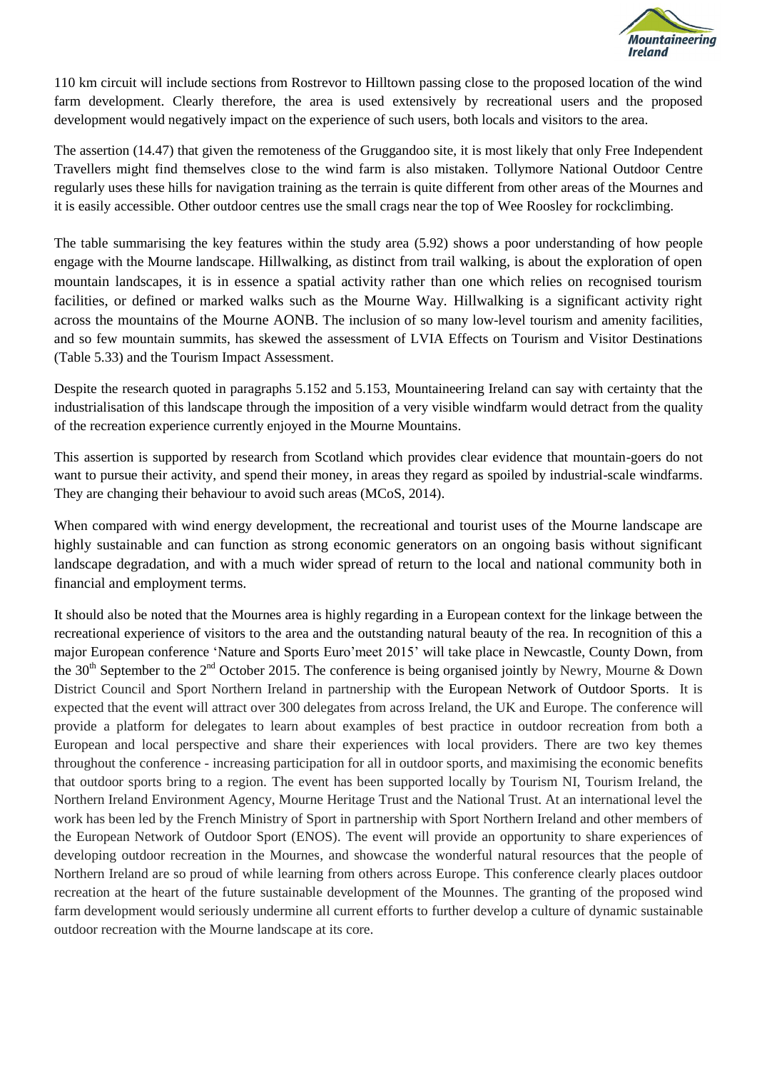110 km circuit will include sections from Rostrevor to Hilltown passing close to the proposed location of the wind farm development. Clearly therefore, the area is used extensively by recreational users and the proposed development would negatively impact on the experience of such users, both locals and visitors to the area.

The assertion (14.47) that given the remoteness of the Gruggandoo site, it is most likely that only Free Independent Travellers might find themselves close to the wind farm is also mistaken. Tollymore National Outdoor Centre regularly uses these hills for navigation training as the terrain is quite different from other areas of the Mournes and it is easily accessible. Other outdoor centres use the small crags near the top of Wee Roosley for rockclimbing.

The table summarising the key features within the study area (5.92) shows a poor understanding of how people engage with the Mourne landscape. Hillwalking, as distinct from trail walking, is about the exploration of open mountain landscapes, it is in essence a spatial activity rather than one which relies on recognised tourism facilities, or defined or marked walks such as the Mourne Way. Hillwalking is a significant activity right across the mountains of the Mourne AONB. The inclusion of so many low-level tourism and amenity facilities, and so few mountain summits, has skewed the assessment of LVIA Effects on Tourism and Visitor Destinations (Table 5.33) and the Tourism Impact Assessment.

Despite the research quoted in paragraphs 5.152 and 5.153, Mountaineering Ireland can say with certainty that the industrialisation of this landscape through the imposition of a very visible windfarm would detract from the quality of the recreation experience currently enjoyed in the Mourne Mountains.

This assertion is supported by research from Scotland which provides clear evidence that mountain-goers do not want to pursue their activity, and spend their money, in areas they regard as spoiled by industrial-scale windfarms. They are changing their behaviour to avoid such areas (MCoS, 2014).

When compared with wind energy development, the recreational and tourist uses of the Mourne landscape are highly sustainable and can function as strong economic generators on an ongoing basis without significant landscape degradation, and with a much wider spread of return to the local and national community both in financial and employment terms.

It should also be noted that the Mournes area is highly regarding in a European context for the linkage between the recreational experience of visitors to the area and the outstanding natural beauty of the rea. In recognition of this a major European conference 'Nature and Sports Euro'meet 2015' will take place in Newcastle, County Down, from the 30th September to the 2nd October 2015. The conference is being organised jointly by Newry, Mourne & Down District Council and Sport Northern Ireland in partnership with the European Network of Outdoor Sports. It is expected that the event will attract over 300 delegates from across Ireland, the UK and Europe. The conference will provide a platform for delegates to learn about examples of best practice in outdoor recreation from both a European and local perspective and share their experiences with local providers. There are two key themes throughout the conference - increasing participation for all in outdoor sports, and maximising the economic benefits that outdoor sports bring to a region. The event has been supported locally by Tourism NI, Tourism Ireland, the Northern Ireland Environment Agency, Mourne Heritage Trust and the National Trust. At an international level the work has been led by the French Ministry of Sport in partnership with Sport Northern Ireland and other members of the European Network of Outdoor Sport (ENOS). The event will provide an opportunity to share experiences of developing outdoor recreation in the Mournes, and showcase the wonderful natural resources that the people of Northern Ireland are so proud of while learning from others across Europe. This conference clearly places outdoor recreation at the heart of the future sustainable development of the Mounnes. The granting of the proposed wind farm development would seriously undermine all current efforts to further develop a culture of dynamic sustainable outdoor recreation with the Mourne landscape at its core.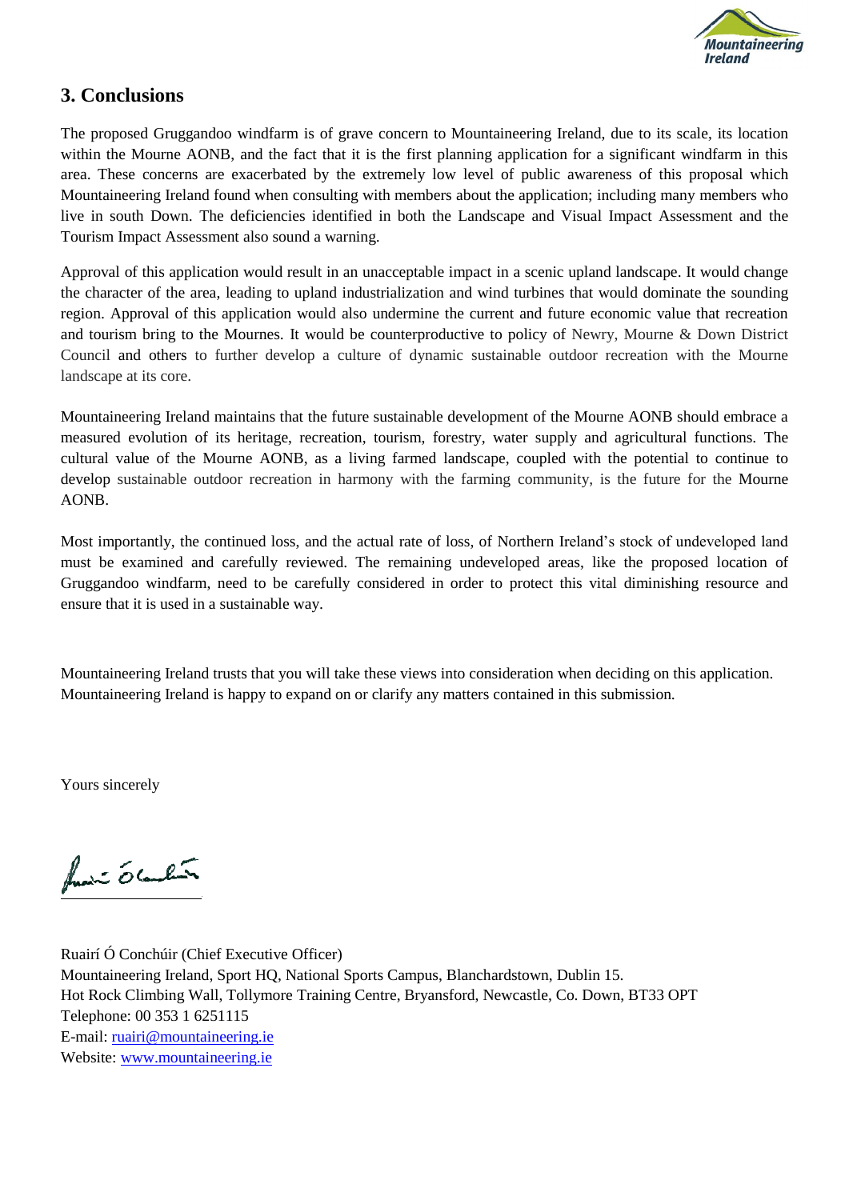## 3. Conclusions

The proposed Gruggandoo windfarm is of grave concern to Mountaineering Ireland, due to its scale, its location within the Mourne AONB, and the fact that it is the first planning application for a significant windfarm in this area. These concerns are exacerbated by the extremely low level of public awareness of this proposal which Mountaineering Ireland found when consulting with members about the application; including many members who live in south Down. The deficiencies identified in both the Landscape and Visual Impact Assessment and the Tourism Impact Assessment also sound a warning.

Approval of this application would result in an unacceptable impact in a scenic upland landscape. It would change the character of the area, leading to upland industrialization and wind turbines that would dominate the sounding region. Approval of this application would also undermine the current and future economic value that recreation and tourism bring to the Mournes. It would be counterproductive to policy of Newry, Mourne & Down District Council and others to further develop a culture of dynamic sustainable outdoor recreation with the Mourne landscape at its core.

Mountaineering Ireland maintains that the future sustainable development of the Mourne AONB should embrace a measured evolution of its heritage, recreation, tourism, forestry, water supply and agricultural functions. The cultural value of the Mourne AONB, as a living farmed landscape, coupled with the potential to continue to develop sustainable outdoor recreation in harmony with the farming community, is the future for the Mourne AONB.

Most importantly, the continued loss, and the actual rate of loss, of Northern Ireland's stock of undeveloped land must be examined and carefully reviewed. The remaining undeveloped areas, like the proposed location of Gruggandoo windfarm, need to be carefully considered in order to protect this vital diminishing resource and ensure that it is used in a sustainable way.

Mountaineering Ireland trusts that you will take these views into consideration when deciding on this application. Mountaineering Ireland is happy to expand on or clarify any matters contained in this submission.

Yours sincerely

Ruairí Ó Conchúir (Chief Executive Officer)
Mountaineering Ireland, Sport HQ, National Sports Campus, Blanchardstown, Dublin 15.
Hot Rock Climbing Wall, Tollymore Training Centre, Bryansford, Newcastle, Co. Down, BT33 OPT
Telephone: 00 353 1 6251115
E-mail: ruairi@mountaineering.ie
Website: www.mountaineering.ie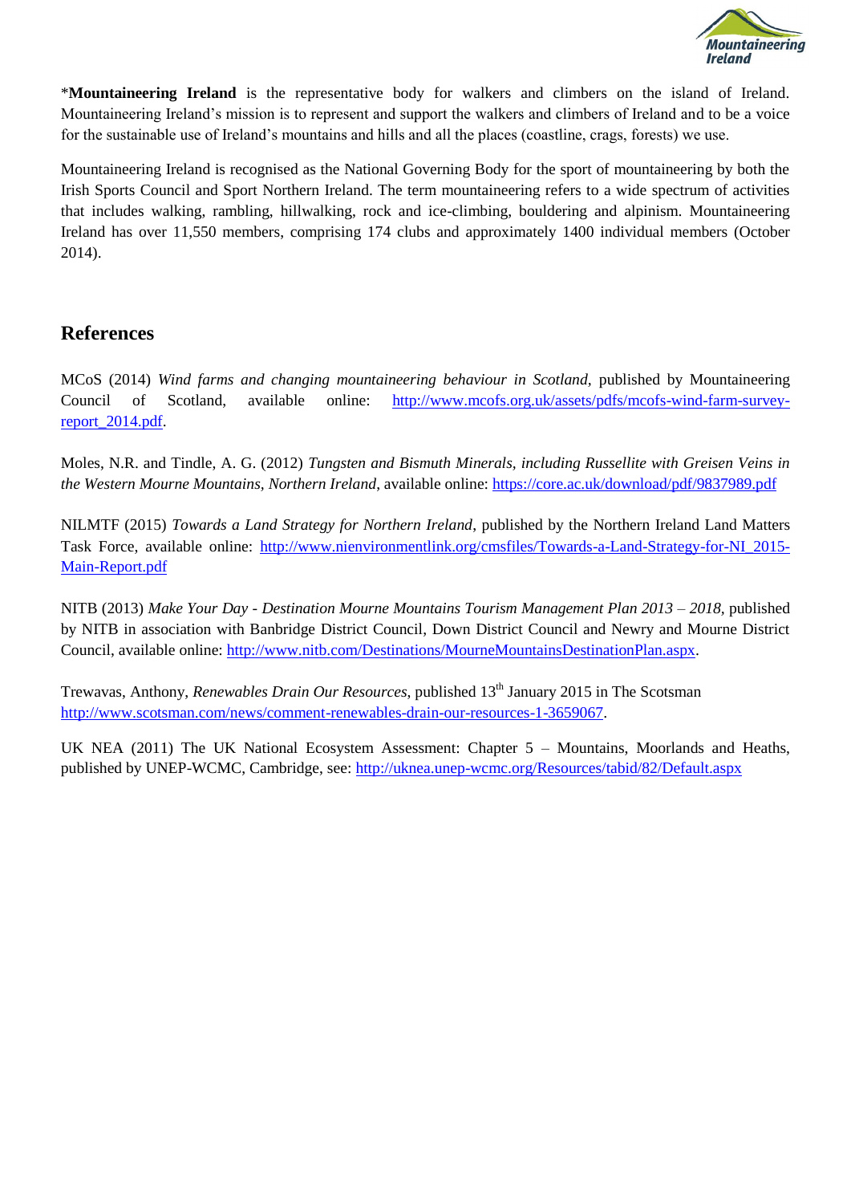*Mountaineering Ireland** is the representative body for walkers and climbers on the island of Ireland. Mountaineering Ireland's mission is to represent and support the walkers and climbers of Ireland and to be a voice for the sustainable use of Ireland's mountains and hills and all the places (coastline, crags, forests) we use.

Mountaineering Ireland is recognised as the National Governing Body for the sport of mountaineering by both the Irish Sports Council and Sport Northern Ireland. The term mountaineering refers to a wide spectrum of activities that includes walking, rambling, hillwalking, rock and ice-climbing, bouldering and alpinism. Mountaineering Ireland has over 11,550 members, comprising 174 clubs and approximately 1400 individual members (October 2014).

## References

MCoS (2014) *Wind farms and changing mountaineering behaviour in Scotland*, published by Mountaineering Council of Scotland, available online: http://www.mcofs.org.uk/assets/pdfs/mcofs-wind-farm-survey-report_2014.pdf.

Moles, N.R. and Tindle, A. G. (2012) *Tungsten and Bismuth Minerals, including Russellite with Greisen Veins in the Western Mourne Mountains, Northern Ireland*, available online: https://core.ac.uk/download/pdf/9837989.pdf

NILMTF (2015) *Towards a Land Strategy for Northern Ireland*, published by the Northern Ireland Land Matters Task Force, available online: http://www.nienvironmentlink.org/cmsfiles/Towards-a-Land-Strategy-for-NI_2015-Main-Report.pdf

NITB (2013) *Make Your Day - Destination Mourne Mountains Tourism Management Plan 2013 – 2018*, published by NITB in association with Banbridge District Council, Down District Council and Newry and Mourne District Council, available online: http://www.nitb.com/Destinations/MourneMountainsDestinationPlan.aspx.

Trewavas, Anthony, *Renewables Drain Our Resources*, published 13th January 2015 in The Scotsman http://www.scotsman.com/news/comment-renewables-drain-our-resources-1-3659067.

UK NEA (2011) The UK National Ecosystem Assessment: Chapter 5 – Mountains, Moorlands and Heaths, published by UNEP-WCMC, Cambridge, see: http://uknea.unep-wcmc.org/Resources/tabid/82/Default.aspx